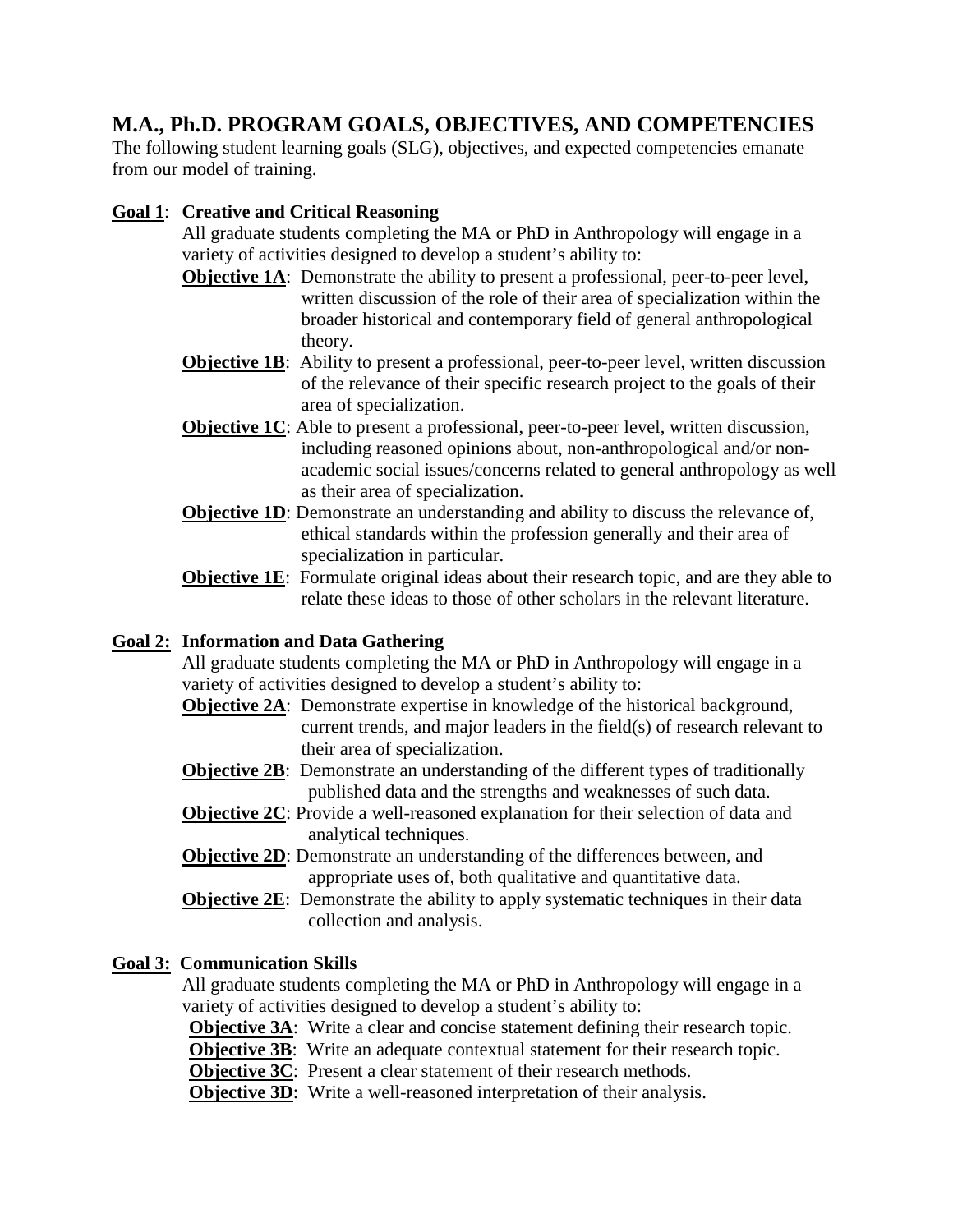## M.A., Ph.D. PROGRAM GOALS, OBJECTIVES, AND COMPETENCIES

The following student learning goals (SLG), objectives, and expected competencies emanate from our model of training.

**Goal 1**: **Creative and Critical Reasoning**

All graduate students completing the MA or PhD in Anthropology will engage in a variety of activities designed to develop a student's ability to:

**Objective 1A**: Demonstrate the ability to present a professional, peer-to-peer level, written discussion of the role of their area of specialization within the broader historical and contemporary field of general anthropological theory.

**Objective 1B**: Ability to present a professional, peer-to-peer level, written discussion of the relevance of their specific research project to the goals of their area of specialization.

**Objective 1C**: Able to present a professional, peer-to-peer level, written discussion, including reasoned opinions about, non-anthropological and/or non-academic social issues/concerns related to general anthropology as well as their area of specialization.

**Objective 1D**: Demonstrate an understanding and ability to discuss the relevance of, ethical standards within the profession generally and their area of specialization in particular.

**Objective 1E**: Formulate original ideas about their research topic, and are they able to relate these ideas to those of other scholars in the relevant literature.

**Goal 2: Information and Data Gathering**

All graduate students completing the MA or PhD in Anthropology will engage in a variety of activities designed to develop a student's ability to:

**Objective 2A**: Demonstrate expertise in knowledge of the historical background, current trends, and major leaders in the field(s) of research relevant to their area of specialization.

**Objective 2B**: Demonstrate an understanding of the different types of traditionally published data and the strengths and weaknesses of such data.

**Objective 2C**: Provide a well-reasoned explanation for their selection of data and analytical techniques.

**Objective 2D**: Demonstrate an understanding of the differences between, and appropriate uses of, both qualitative and quantitative data.

**Objective 2E**: Demonstrate the ability to apply systematic techniques in their data collection and analysis.

**Goal 3: Communication Skills**

All graduate students completing the MA or PhD in Anthropology will engage in a variety of activities designed to develop a student's ability to:

**Objective 3A**: Write a clear and concise statement defining their research topic.

**Objective 3B**: Write an adequate contextual statement for their research topic.

**Objective 3C**: Present a clear statement of their research methods.

**Objective 3D**: Write a well-reasoned interpretation of their analysis.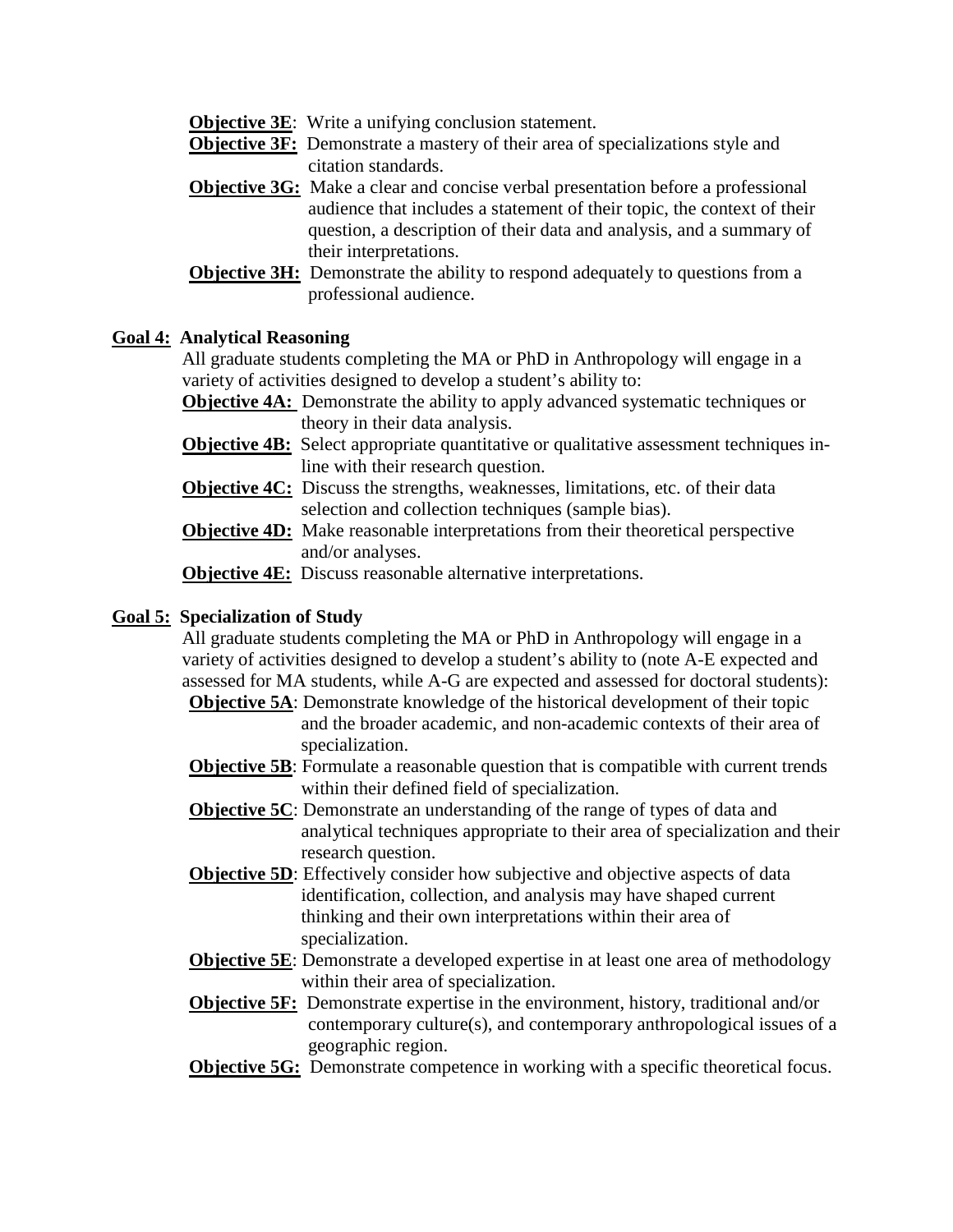**Objective 3E**: Write a unifying conclusion statement.

**Objective 3F:** Demonstrate a mastery of their area of specializations style and citation standards.

**Objective 3G:** Make a clear and concise verbal presentation before a professional audience that includes a statement of their topic, the context of their question, a description of their data and analysis, and a summary of their interpretations.

**Objective 3H:** Demonstrate the ability to respond adequately to questions from a professional audience.

**Goal 4: Analytical Reasoning**

All graduate students completing the MA or PhD in Anthropology will engage in a variety of activities designed to develop a student's ability to:

**Objective 4A:** Demonstrate the ability to apply advanced systematic techniques or theory in their data analysis.

**Objective 4B:** Select appropriate quantitative or qualitative assessment techniques in-line with their research question.

**Objective 4C:** Discuss the strengths, weaknesses, limitations, etc. of their data selection and collection techniques (sample bias).

**Objective 4D:** Make reasonable interpretations from their theoretical perspective and/or analyses.

**Objective 4E:** Discuss reasonable alternative interpretations.

**Goal 5: Specialization of Study**

All graduate students completing the MA or PhD in Anthropology will engage in a variety of activities designed to develop a student's ability to (note A-E expected and assessed for MA students, while A-G are expected and assessed for doctoral students):

**Objective 5A**: Demonstrate knowledge of the historical development of their topic and the broader academic, and non-academic contexts of their area of specialization.

**Objective 5B**: Formulate a reasonable question that is compatible with current trends within their defined field of specialization.

**Objective 5C**: Demonstrate an understanding of the range of types of data and analytical techniques appropriate to their area of specialization and their research question.

**Objective 5D**: Effectively consider how subjective and objective aspects of data identification, collection, and analysis may have shaped current thinking and their own interpretations within their area of specialization.

**Objective 5E**: Demonstrate a developed expertise in at least one area of methodology within their area of specialization.

**Objective 5F:** Demonstrate expertise in the environment, history, traditional and/or contemporary culture(s), and contemporary anthropological issues of a geographic region.

**Objective 5G:** Demonstrate competence in working with a specific theoretical focus.